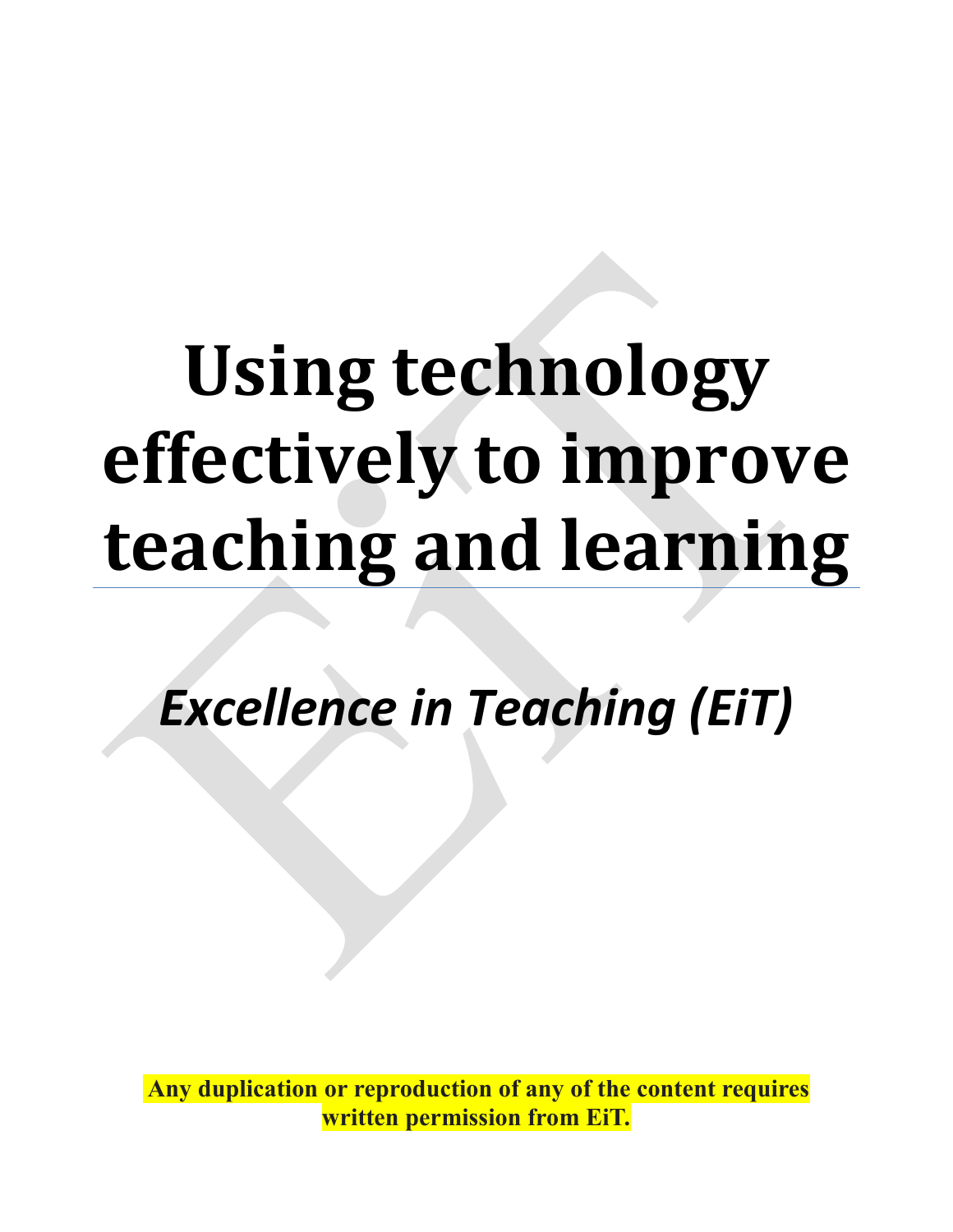# Using technology effectively to improve teaching and learning

*Excellence in Teaching (EiT)*

**Any duplication or reproduction of any of the content requires written permission from EiT.**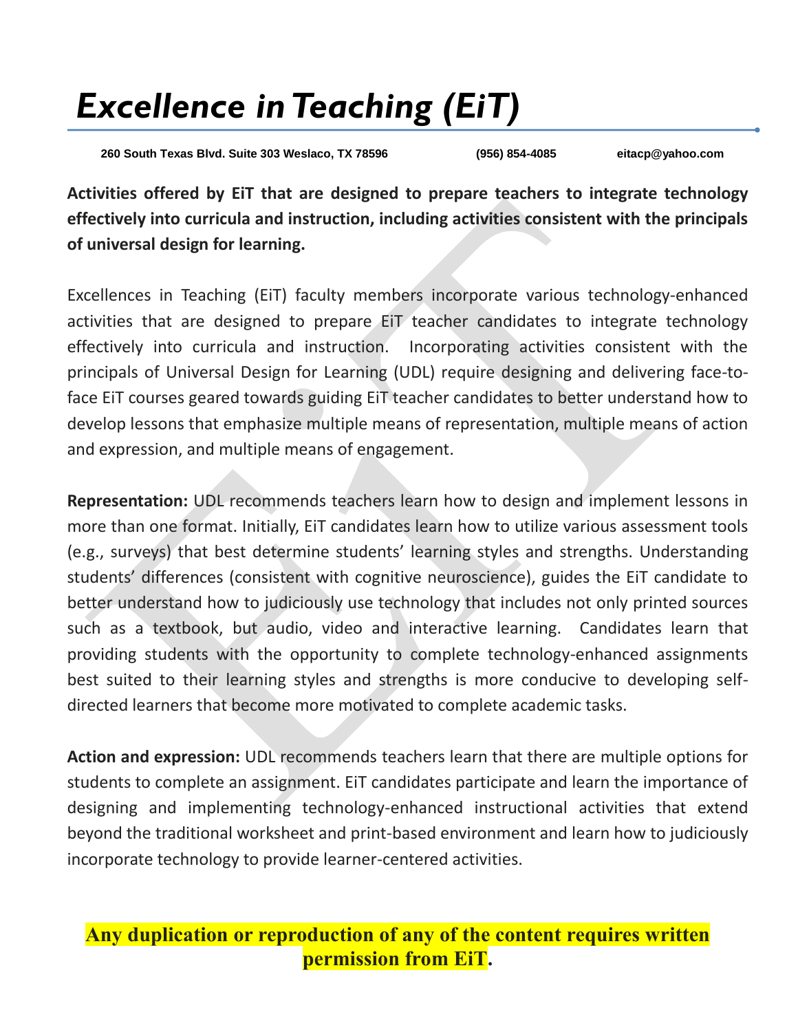# *Excellence in Teaching (EiT)*

**260 South Texas Blvd. Suite 303 Weslaco, TX 78596 (956) 854-4085 eitacp@yahoo.com**

**Activities offered by EiT that are designed to prepare teachers to integrate technology effectively into curricula and instruction, including activities consistent with the principals of universal design for learning.**

Excellences in Teaching (EiT) faculty members incorporate various technology-enhanced activities that are designed to prepare EiT teacher candidates to integrate technology effectively into curricula and instruction. Incorporating activities consistent with the principals of Universal Design for Learning (UDL) require designing and delivering face-to-face EiT courses geared towards guiding EiT teacher candidates to better understand how to develop lessons that emphasize multiple means of representation, multiple means of action and expression, and multiple means of engagement.

**Representation:** UDL recommends teachers learn how to design and implement lessons in more than one format. Initially, EiT candidates learn how to utilize various assessment tools (e.g., surveys) that best determine students' learning styles and strengths. Understanding students' differences (consistent with cognitive neuroscience), guides the EiT candidate to better understand how to judiciously use technology that includes not only printed sources such as a textbook, but audio, video and interactive learning. Candidates learn that providing students with the opportunity to complete technology-enhanced assignments best suited to their learning styles and strengths is more conducive to developing self-directed learners that become more motivated to complete academic tasks.

**Action and expression:** UDL recommends teachers learn that there are multiple options for students to complete an assignment. EiT candidates participate and learn the importance of designing and implementing technology-enhanced instructional activities that extend beyond the traditional worksheet and print-based environment and learn how to judiciously incorporate technology to provide learner-centered activities.

**Any duplication or reproduction of any of the content requires written permission from EiT.**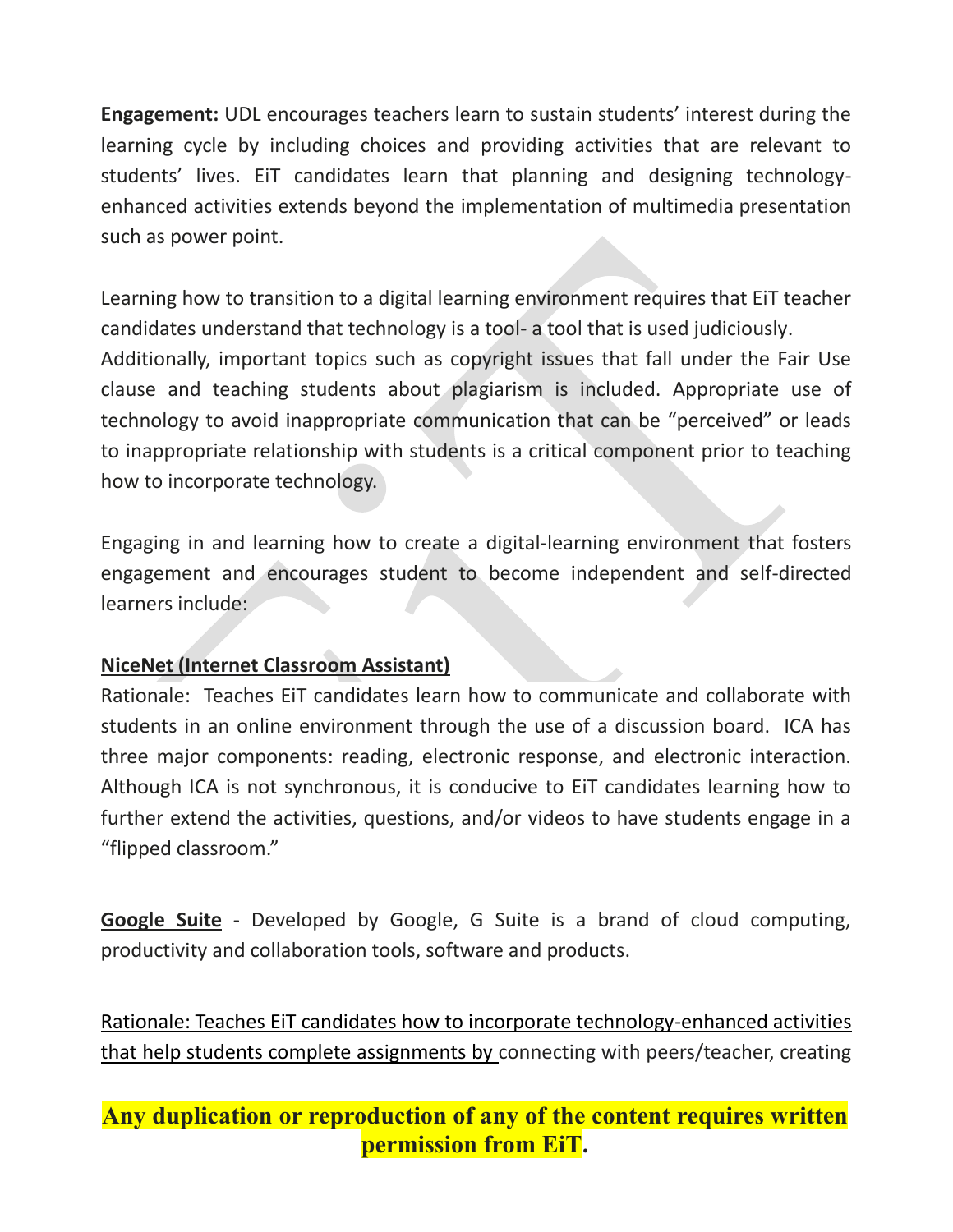**Engagement:** UDL encourages teachers learn to sustain students' interest during the learning cycle by including choices and providing activities that are relevant to students' lives. EiT candidates learn that planning and designing technology-enhanced activities extends beyond the implementation of multimedia presentation such as power point.

Learning how to transition to a digital learning environment requires that EiT teacher candidates understand that technology is a tool- a tool that is used judiciously. Additionally, important topics such as copyright issues that fall under the Fair Use clause and teaching students about plagiarism is included. Appropriate use of technology to avoid inappropriate communication that can be "perceived" or leads to inappropriate relationship with students is a critical component prior to teaching how to incorporate technology.

Engaging in and learning how to create a digital-learning environment that fosters engagement and encourages student to become independent and self-directed learners include:

<u>**NiceNet (Internet Classroom Assistant)**</u>

Rationale: Teaches EiT candidates learn how to communicate and collaborate with students in an online environment through the use of a discussion board. ICA has three major components: reading, electronic response, and electronic interaction. Although ICA is not synchronous, it is conducive to EiT candidates learning how to further extend the activities, questions, and/or videos to have students engage in a "flipped classroom."

<u>**Google Suite**</u> - Developed by Google, G Suite is a brand of cloud computing, productivity and collaboration tools, software and products.

<u>Rationale: Teaches EiT candidates how to incorporate technology-enhanced activities that help students complete assignments by</u> connecting with peers/teacher, creating

**Any duplication or reproduction of any of the content requires written permission from EiT.**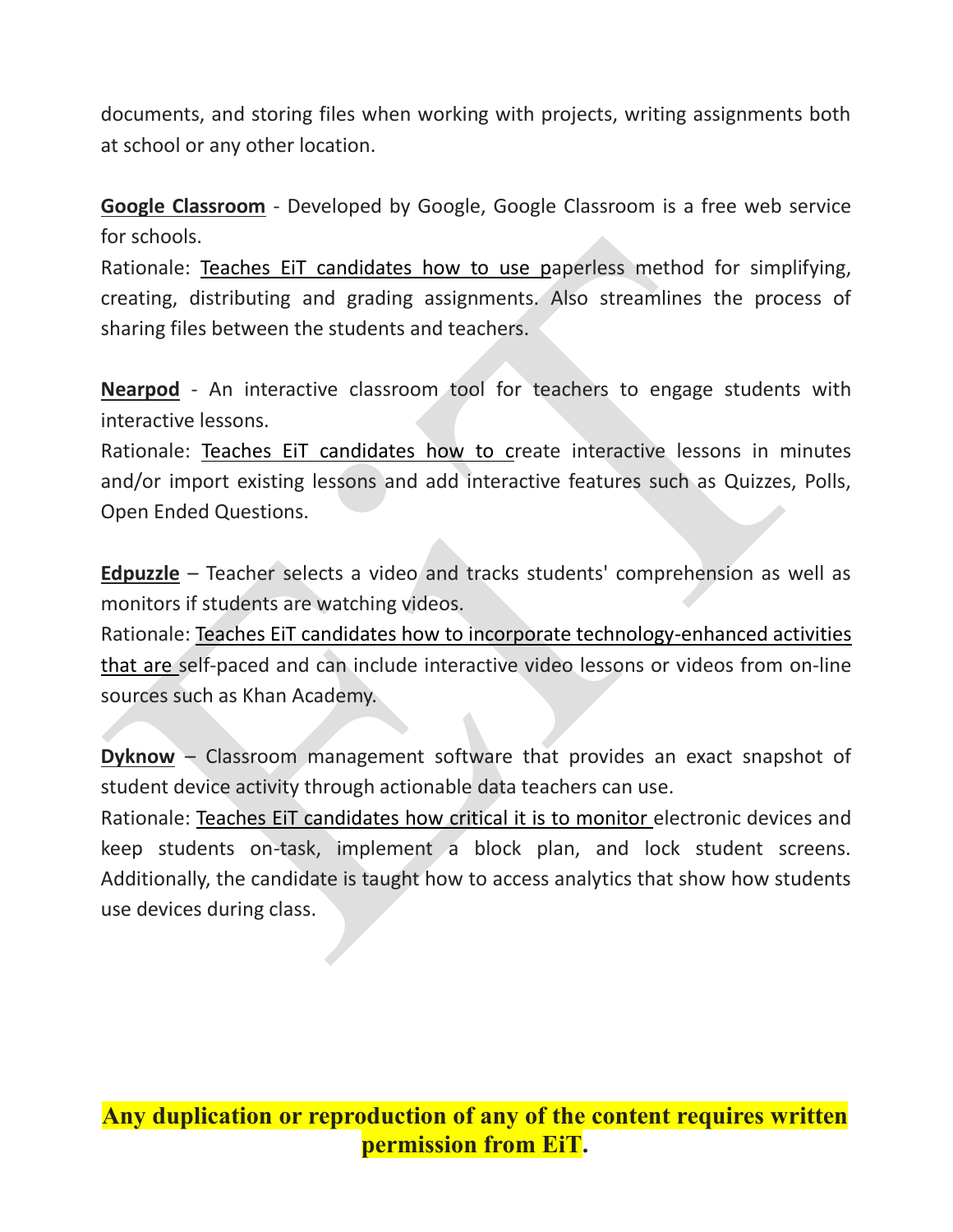documents, and storing files when working with projects, writing assignments both at school or any other location.

**Google Classroom** - Developed by Google, Google Classroom is a free web service for schools.

Rationale: Teaches EiT candidates how to use paperless method for simplifying, creating, distributing and grading assignments. Also streamlines the process of sharing files between the students and teachers.

**Nearpod** - An interactive classroom tool for teachers to engage students with interactive lessons.

Rationale: Teaches EiT candidates how to create interactive lessons in minutes and/or import existing lessons and add interactive features such as Quizzes, Polls, Open Ended Questions.

**Edpuzzle** – Teacher selects a video and tracks students' comprehension as well as monitors if students are watching videos.

Rationale: Teaches EiT candidates how to incorporate technology-enhanced activities that are self-paced and can include interactive video lessons or videos from on-line sources such as Khan Academy.

**Dyknow** – Classroom management software that provides an exact snapshot of student device activity through actionable data teachers can use.

Rationale: Teaches EiT candidates how critical it is to monitor electronic devices and keep students on-task, implement a block plan, and lock student screens. Additionally, the candidate is taught how to access analytics that show how students use devices during class.

**Any duplication or reproduction of any of the content requires written permission from EiT.**